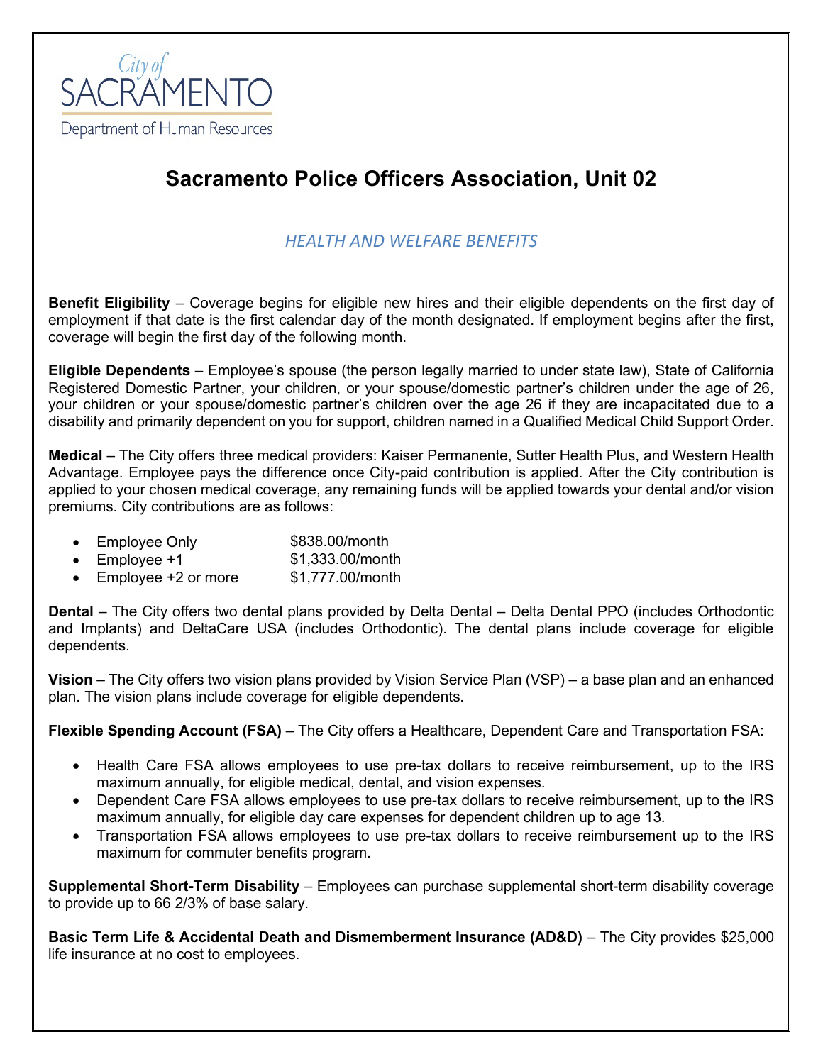City of
SACRAMENTO
Department of Human Resources

# Sacramento Police Officers Association, Unit 02

## *HEALTH AND WELFARE BENEFITS*

**Benefit Eligibility** – Coverage begins for eligible new hires and their eligible dependents on the first day of employment if that date is the first calendar day of the month designated. If employment begins after the first, coverage will begin the first day of the following month.

**Eligible Dependents** – Employee's spouse (the person legally married to under state law), State of California Registered Domestic Partner, your children, or your spouse/domestic partner's children under the age of 26, your children or your spouse/domestic partner's children over the age 26 if they are incapacitated due to a disability and primarily dependent on you for support, children named in a Qualified Medical Child Support Order.

**Medical** – The City offers three medical providers: Kaiser Permanente, Sutter Health Plus, and Western Health Advantage. Employee pays the difference once City-paid contribution is applied. After the City contribution is applied to your chosen medical coverage, any remaining funds will be applied towards your dental and/or vision premiums. City contributions are as follows:

- Employee Only $838.00/month
- Employee +1 $1,333.00/month
- Employee +2 or more $1,777.00/month

**Dental** – The City offers two dental plans provided by Delta Dental – Delta Dental PPO (includes Orthodontic and Implants) and DeltaCare USA (includes Orthodontic). The dental plans include coverage for eligible dependents.

**Vision** – The City offers two vision plans provided by Vision Service Plan (VSP) – a base plan and an enhanced plan. The vision plans include coverage for eligible dependents.

**Flexible Spending Account (FSA)** – The City offers a Healthcare, Dependent Care and Transportation FSA:

- Health Care FSA allows employees to use pre-tax dollars to receive reimbursement, up to the IRS maximum annually, for eligible medical, dental, and vision expenses.
- Dependent Care FSA allows employees to use pre-tax dollars to receive reimbursement, up to the IRS maximum annually, for eligible day care expenses for dependent children up to age 13.
- Transportation FSA allows employees to use pre-tax dollars to receive reimbursement up to the IRS maximum for commuter benefits program.

**Supplemental Short-Term Disability** – Employees can purchase supplemental short-term disability coverage to provide up to 66 2/3% of base salary.

**Basic Term Life & Accidental Death and Dismemberment Insurance (AD&D)** – The City provides $25,000 life insurance at no cost to employees.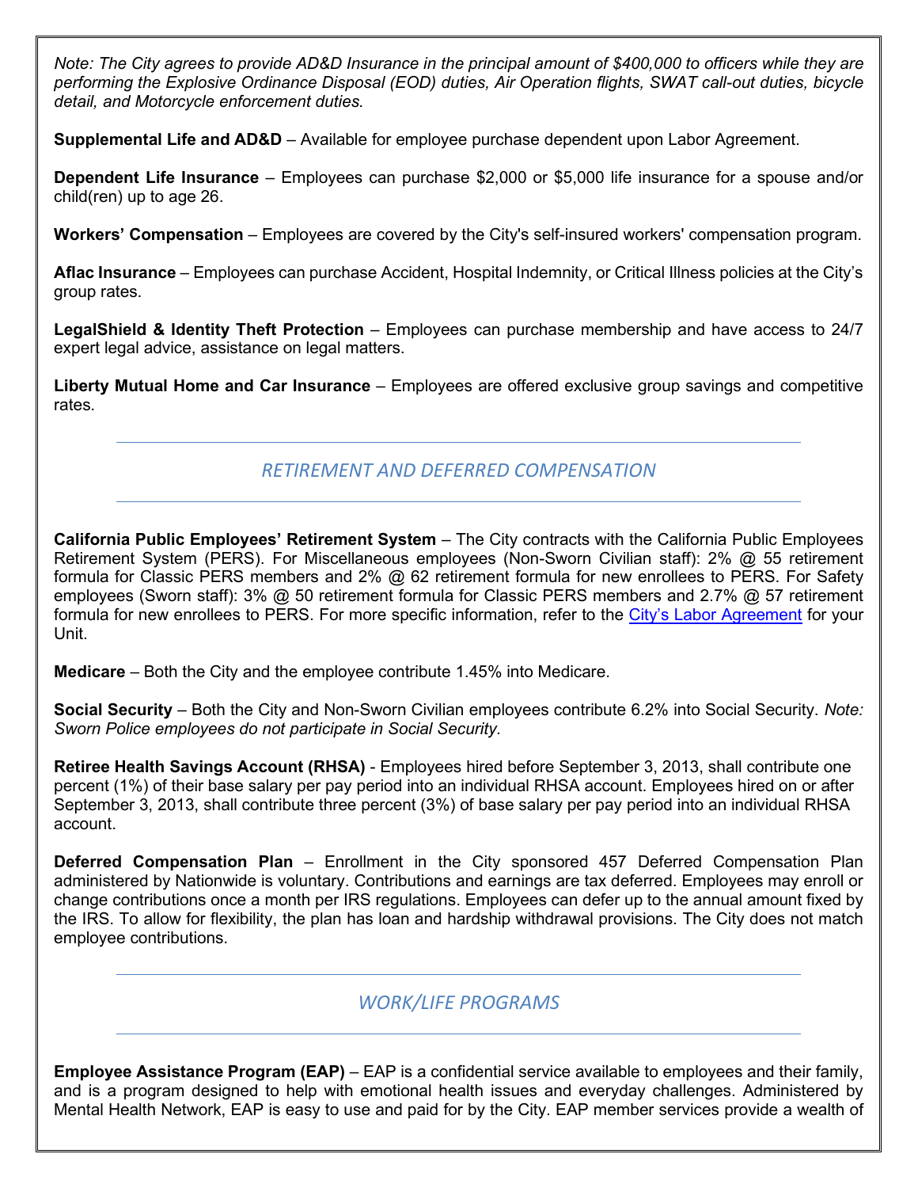*Note: The City agrees to provide AD&D Insurance in the principal amount of $400,000 to officers while they are performing the Explosive Ordinance Disposal (EOD) duties, Air Operation flights, SWAT call-out duties, bicycle detail, and Motorcycle enforcement duties.*

**Supplemental Life and AD&D** – Available for employee purchase dependent upon Labor Agreement.

**Dependent Life Insurance** – Employees can purchase $2,000 or $5,000 life insurance for a spouse and/or child(ren) up to age 26.

**Workers' Compensation** – Employees are covered by the City's self-insured workers' compensation program.

**Aflac Insurance** – Employees can purchase Accident, Hospital Indemnity, or Critical Illness policies at the City's group rates.

**LegalShield & Identity Theft Protection** – Employees can purchase membership and have access to 24/7 expert legal advice, assistance on legal matters.

**Liberty Mutual Home and Car Insurance** – Employees are offered exclusive group savings and competitive rates.

## *RETIREMENT AND DEFERRED COMPENSATION*

**California Public Employees' Retirement System** – The City contracts with the California Public Employees Retirement System (PERS). For Miscellaneous employees (Non-Sworn Civilian staff): 2% @ 55 retirement formula for Classic PERS members and 2% @ 62 retirement formula for new enrollees to PERS. For Safety employees (Sworn staff): 3% @ 50 retirement formula for Classic PERS members and 2.7% @ 57 retirement formula for new enrollees to PERS. For more specific information, refer to the City's Labor Agreement for your Unit.

**Medicare** – Both the City and the employee contribute 1.45% into Medicare.

**Social Security** – Both the City and Non-Sworn Civilian employees contribute 6.2% into Social Security. *Note: Sworn Police employees do not participate in Social Security.*

**Retiree Health Savings Account (RHSA)** - Employees hired before September 3, 2013, shall contribute one percent (1%) of their base salary per pay period into an individual RHSA account. Employees hired on or after September 3, 2013, shall contribute three percent (3%) of base salary per pay period into an individual RHSA account.

**Deferred Compensation Plan** – Enrollment in the City sponsored 457 Deferred Compensation Plan administered by Nationwide is voluntary. Contributions and earnings are tax deferred. Employees may enroll or change contributions once a month per IRS regulations. Employees can defer up to the annual amount fixed by the IRS. To allow for flexibility, the plan has loan and hardship withdrawal provisions. The City does not match employee contributions.

## *WORK/LIFE PROGRAMS*

**Employee Assistance Program (EAP)** – EAP is a confidential service available to employees and their family, and is a program designed to help with emotional health issues and everyday challenges. Administered by Mental Health Network, EAP is easy to use and paid for by the City. EAP member services provide a wealth of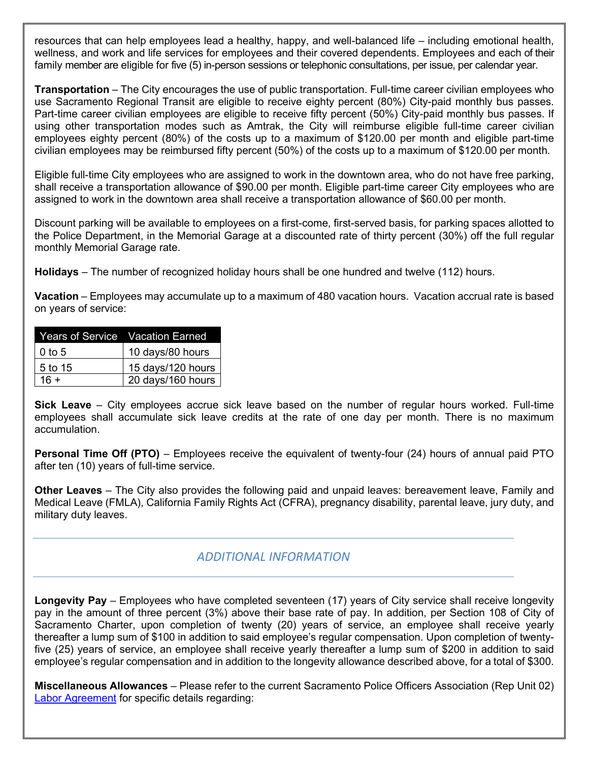resources that can help employees lead a healthy, happy, and well-balanced life – including emotional health, wellness, and work and life services for employees and their covered dependents. Employees and each of their family member are eligible for five (5) in-person sessions or telephonic consultations, per issue, per calendar year.

**Transportation** – The City encourages the use of public transportation. Full-time career civilian employees who use Sacramento Regional Transit are eligible to receive eighty percent (80%) City-paid monthly bus passes. Part-time career civilian employees are eligible to receive fifty percent (50%) City-paid monthly bus passes. If using other transportation modes such as Amtrak, the City will reimburse eligible full-time career civilian employees eighty percent (80%) of the costs up to a maximum of $120.00 per month and eligible part-time civilian employees may be reimbursed fifty percent (50%) of the costs up to a maximum of $120.00 per month.

Eligible full-time City employees who are assigned to work in the downtown area, who do not have free parking, shall receive a transportation allowance of $90.00 per month. Eligible part-time career City employees who are assigned to work in the downtown area shall receive a transportation allowance of $60.00 per month.

Discount parking will be available to employees on a first-come, first-served basis, for parking spaces allotted to the Police Department, in the Memorial Garage at a discounted rate of thirty percent (30%) off the full regular monthly Memorial Garage rate.

**Holidays** – The number of recognized holiday hours shall be one hundred and twelve (112) hours.

**Vacation** – Employees may accumulate up to a maximum of 480 vacation hours. Vacation accrual rate is based on years of service:

| Years of Service | Vacation Earned |
| --- | --- |
| 0 to 5 | 10 days/80 hours |
| 5 to 15 | 15 days/120 hours |
| 16 + | 20 days/160 hours |

**Sick Leave** – City employees accrue sick leave based on the number of regular hours worked. Full-time employees shall accumulate sick leave credits at the rate of one day per month. There is no maximum accumulation.

**Personal Time Off (PTO)** – Employees receive the equivalent of twenty-four (24) hours of annual paid PTO after ten (10) years of full-time service.

**Other Leaves** – The City also provides the following paid and unpaid leaves: bereavement leave, Family and Medical Leave (FMLA), California Family Rights Act (CFRA), pregnancy disability, parental leave, jury duty, and military duty leaves.

## *ADDITIONAL INFORMATION*

**Longevity Pay** – Employees who have completed seventeen (17) years of City service shall receive longevity pay in the amount of three percent (3%) above their base rate of pay. In addition, per Section 108 of City of Sacramento Charter, upon completion of twenty (20) years of service, an employee shall receive yearly thereafter a lump sum of $100 in addition to said employee's regular compensation. Upon completion of twenty-five (25) years of service, an employee shall receive yearly thereafter a lump sum of $200 in addition to said employee's regular compensation and in addition to the longevity allowance described above, for a total of $300.

**Miscellaneous Allowances** – Please refer to the current Sacramento Police Officers Association (Rep Unit 02) Labor Agreement for specific details regarding: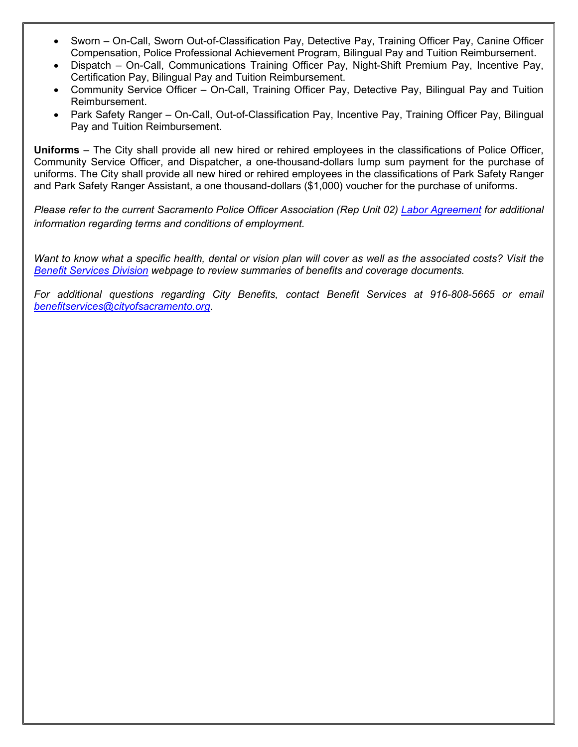- Sworn – On-Call, Sworn Out-of-Classification Pay, Detective Pay, Training Officer Pay, Canine Officer Compensation, Police Professional Achievement Program, Bilingual Pay and Tuition Reimbursement.
- Dispatch – On-Call, Communications Training Officer Pay, Night-Shift Premium Pay, Incentive Pay, Certification Pay, Bilingual Pay and Tuition Reimbursement.
- Community Service Officer – On-Call, Training Officer Pay, Detective Pay, Bilingual Pay and Tuition Reimbursement.
- Park Safety Ranger – On-Call, Out-of-Classification Pay, Incentive Pay, Training Officer Pay, Bilingual Pay and Tuition Reimbursement.

**Uniforms** – The City shall provide all new hired or rehired employees in the classifications of Police Officer, Community Service Officer, and Dispatcher, a one-thousand-dollars lump sum payment for the purchase of uniforms. The City shall provide all new hired or rehired employees in the classifications of Park Safety Ranger and Park Safety Ranger Assistant, a one thousand-dollars ($1,000) voucher for the purchase of uniforms.

*Please refer to the current Sacramento Police Officer Association (Rep Unit 02) Labor Agreement for additional information regarding terms and conditions of employment.*

*Want to know what a specific health, dental or vision plan will cover as well as the associated costs? Visit the Benefit Services Division webpage to review summaries of benefits and coverage documents.*

*For additional questions regarding City Benefits, contact Benefit Services at 916-808-5665 or email benefitservices@cityofsacramento.org.*